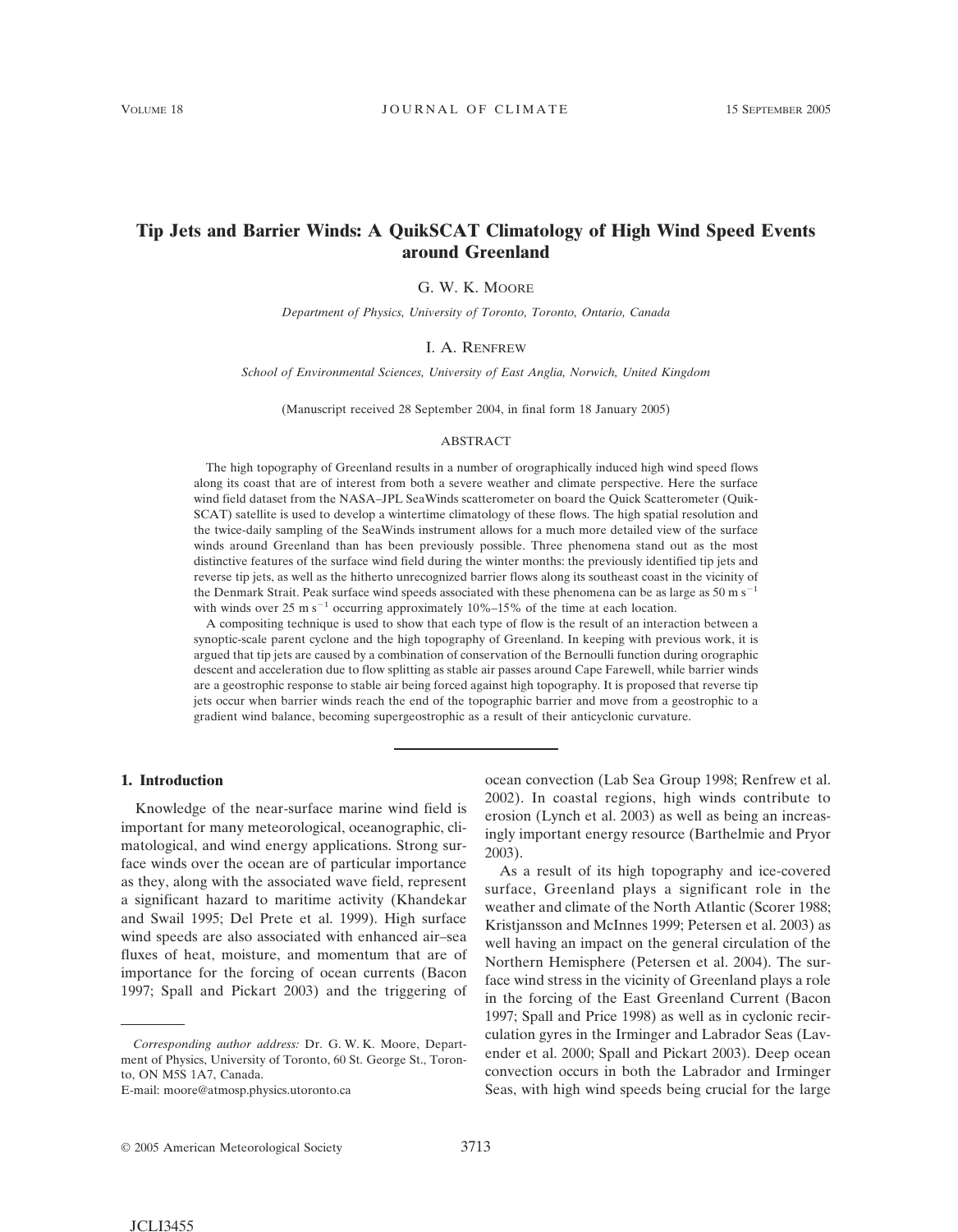# Tip Jets and Barrier Winds: A QuikSCAT Climatology of High Wind Speed Events around Greenland

G. W. K. Moore

*Department of Physics, University of Toronto, Toronto, Ontario, Canada*

I. A. Renfrew

*School of Environmental Sciences, University of East Anglia, Norwich, United Kingdom*

(Manuscript received 28 September 2004, in final form 18 January 2005)

## ABSTRACT

The high topography of Greenland results in a number of orographically induced high wind speed flows along its coast that are of interest from both a severe weather and climate perspective. Here the surface wind field dataset from the NASA–JPL SeaWinds scatterometer on board the Quick Scatterometer (QuikSCAT) satellite is used to develop a wintertime climatology of these flows. The high spatial resolution and the twice-daily sampling of the SeaWinds instrument allows for a much more detailed view of the surface winds around Greenland than has been previously possible. Three phenomena stand out as the most distinctive features of the surface wind field during the winter months: the previously identified tip jets and reverse tip jets, as well as the hitherto unrecognized barrier flows along its southeast coast in the vicinity of the Denmark Strait. Peak surface wind speeds associated with these phenomena can be as large as 50 m $s^{-1}$ with winds over 25 m $s^{-1}$ occurring approximately 10%–15% of the time at each location.

A compositing technique is used to show that each type of flow is the result of an interaction between a synoptic-scale parent cyclone and the high topography of Greenland. In keeping with previous work, it is argued that tip jets are caused by a combination of conservation of the Bernoulli function during orographic descent and acceleration due to flow splitting as stable air passes around Cape Farewell, while barrier winds are a geostrophic response to stable air being forced against high topography. It is proposed that reverse tip jets occur when barrier winds reach the end of the topographic barrier and move from a geostrophic to a gradient wind balance, becoming supergeostrophic as a result of their anticyclonic curvature.

## 1. Introduction

Knowledge of the near-surface marine wind field is important for many meteorological, oceanographic, climatological, and wind energy applications. Strong surface winds over the ocean are of particular importance as they, along with the associated wave field, represent a significant hazard to maritime activity (Khandekar and Swail 1995; Del Prete et al. 1999). High surface wind speeds are also associated with enhanced air–sea fluxes of heat, moisture, and momentum that are of importance for the forcing of ocean currents (Bacon 1997; Spall and Pickart 2003) and the triggering of ocean convection (Lab Sea Group 1998; Renfrew et al. 2002). In coastal regions, high winds contribute to erosion (Lynch et al. 2003) as well as being an increasingly important energy resource (Barthelmie and Pryor 2003).

As a result of its high topography and ice-covered surface, Greenland plays a significant role in the weather and climate of the North Atlantic (Scorer 1988; Kristjansson and McInnes 1999; Petersen et al. 2003) as well having an impact on the general circulation of the Northern Hemisphere (Petersen et al. 2004). The surface wind stress in the vicinity of Greenland plays a role in the forcing of the East Greenland Current (Bacon 1997; Spall and Price 1998) as well as in cyclonic recirculation gyres in the Irminger and Labrador Seas (Lavender et al. 2000; Spall and Pickart 2003). Deep ocean convection occurs in both the Labrador and Irminger Seas, with high wind speeds being crucial for the large

*Corresponding author address:* Dr. G. W. K. Moore, Department of Physics, University of Toronto, 60 St. George St., Toronto, ON M5S 1A7, Canada.
E-mail: moore@atmosp.physics.utoronto.ca

© 2005 American Meteorological Society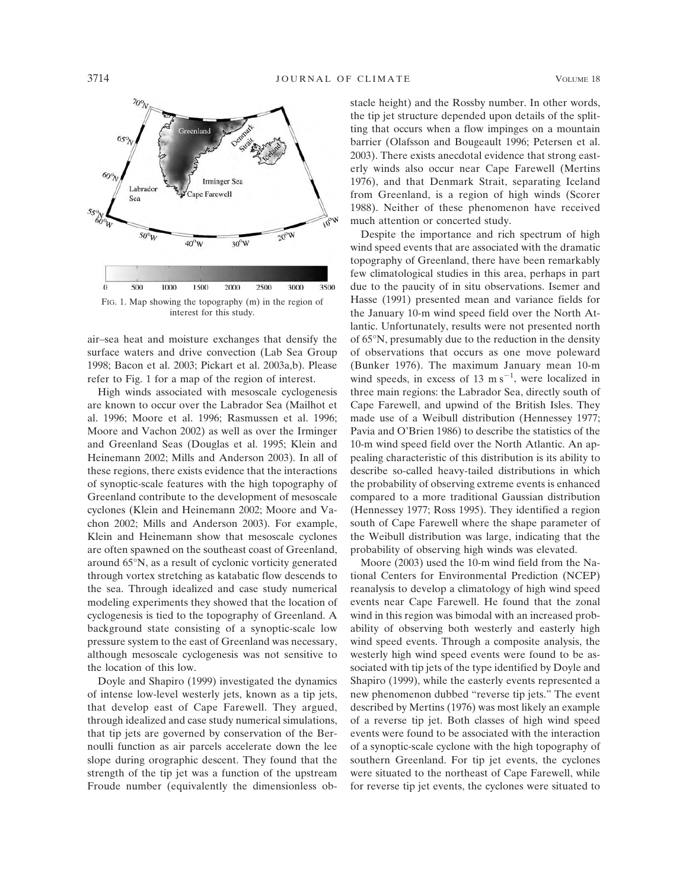FIG. 1. Map showing the topography (m) in the region of interest for this study.

air–sea heat and moisture exchanges that densify the surface waters and drive convection (Lab Sea Group 1998; Bacon et al. 2003; Pickart et al. 2003a,b). Please refer to Fig. 1 for a map of the region of interest.

High winds associated with mesoscale cyclogenesis are known to occur over the Labrador Sea (Mailhot et al. 1996; Moore et al. 1996; Rasmussen et al. 1996; Moore and Vachon 2002) as well as over the Irminger and Greenland Seas (Douglas et al. 1995; Klein and Heinemann 2002; Mills and Anderson 2003). In all of these regions, there exists evidence that the interactions of synoptic-scale features with the high topography of Greenland contribute to the development of mesoscale cyclones (Klein and Heinemann 2002; Moore and Vachon 2002; Mills and Anderson 2003). For example, Klein and Heinemann show that mesoscale cyclones are often spawned on the southeast coast of Greenland, around 65°N, as a result of cyclonic vorticity generated through vortex stretching as katabatic flow descends to the sea. Through idealized and case study numerical modeling experiments they showed that the location of cyclogenesis is tied to the topography of Greenland. A background state consisting of a synoptic-scale low pressure system to the east of Greenland was necessary, although mesoscale cyclogenesis was not sensitive to the location of this low.

Doyle and Shapiro (1999) investigated the dynamics of intense low-level westerly jets, known as a tip jets, that develop east of Cape Farewell. They argued, through idealized and case study numerical simulations, that tip jets are governed by conservation of the Bernoulli function as air parcels accelerate down the lee slope during orographic descent. They found that the strength of the tip jet was a function of the upstream Froude number (equivalently the dimensionless obstacle height) and the Rossby number. In other words, the tip jet structure depended upon details of the splitting that occurs when a flow impinges on a mountain barrier (Olafsson and Bougeault 1996; Petersen et al. 2003). There exists anecdotal evidence that strong easterly winds also occur near Cape Farewell (Mertins 1976), and that Denmark Strait, separating Iceland from Greenland, is a region of high winds (Scorer 1988). Neither of these phenomenon have received much attention or concerted study.

Despite the importance and rich spectrum of high wind speed events that are associated with the dramatic topography of Greenland, there have been remarkably few climatological studies in this area, perhaps in part due to the paucity of in situ observations. Isemer and Hasse (1991) presented mean and variance fields for the January 10-m wind speed field over the North Atlantic. Unfortunately, results were not presented north of 65°N, presumably due to the reduction in the density of observations that occurs as one move poleward (Bunker 1976). The maximum January mean 10-m wind speeds, in excess of 13 m s$^{-1}$, were localized in three main regions: the Labrador Sea, directly south of Cape Farewell, and upwind of the British Isles. They made use of a Weibull distribution (Hennessey 1977; Pavia and O'Brien 1986) to describe the statistics of the 10-m wind speed field over the North Atlantic. An appealing characteristic of this distribution is its ability to describe so-called heavy-tailed distributions in which the probability of observing extreme events is enhanced compared to a more traditional Gaussian distribution (Hennessey 1977; Ross 1995). They identified a region south of Cape Farewell where the shape parameter of the Weibull distribution was large, indicating that the probability of observing high winds was elevated.

Moore (2003) used the 10-m wind field from the National Centers for Environmental Prediction (NCEP) reanalysis to develop a climatology of high wind speed events near Cape Farewell. He found that the zonal wind in this region was bimodal with an increased probability of observing both westerly and easterly high wind speed events. Through a composite analysis, the westerly high wind speed events were found to be associated with tip jets of the type identified by Doyle and Shapiro (1999), while the easterly events represented a new phenomenon dubbed "reverse tip jets." The event described by Mertins (1976) was most likely an example of a reverse tip jet. Both classes of high wind speed events were found to be associated with the interaction of a synoptic-scale cyclone with the high topography of southern Greenland. For tip jet events, the cyclones were situated to the northeast of Cape Farewell, while for reverse tip jet events, the cyclones were situated to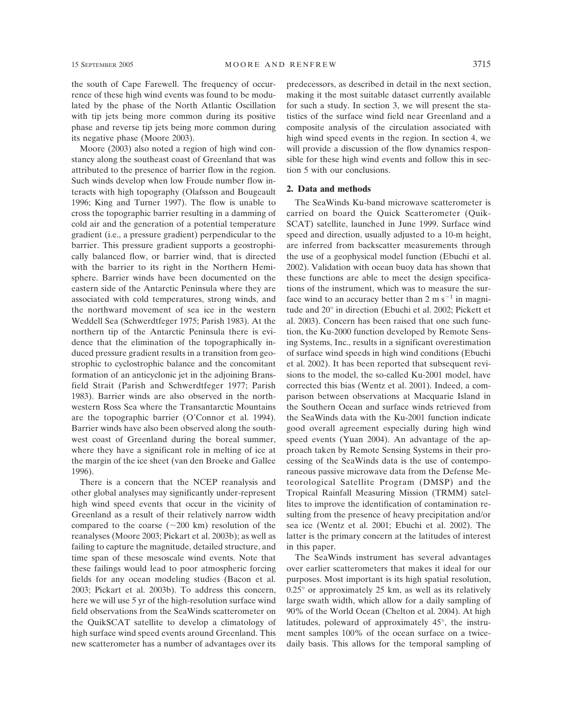the south of Cape Farewell. The frequency of occurrence of these high wind events was found to be modulated by the phase of the North Atlantic Oscillation with tip jets being more common during its positive phase and reverse tip jets being more common during its negative phase (Moore 2003).

Moore (2003) also noted a region of high wind constancy along the southeast coast of Greenland that was attributed to the presence of barrier flow in the region. Such winds develop when low Froude number flow interacts with high topography (Olafsson and Bougeault 1996; King and Turner 1997). The flow is unable to cross the topographic barrier resulting in a damming of cold air and the generation of a potential temperature gradient (i.e., a pressure gradient) perpendicular to the barrier. This pressure gradient supports a geostrophically balanced flow, or barrier wind, that is directed with the barrier to its right in the Northern Hemisphere. Barrier winds have been documented on the eastern side of the Antarctic Peninsula where they are associated with cold temperatures, strong winds, and the northward movement of sea ice in the western Weddell Sea (Schwerdtfeger 1975; Parish 1983). At the northern tip of the Antarctic Peninsula there is evidence that the elimination of the topographically induced pressure gradient results in a transition from geostrophic to cyclostrophic balance and the concomitant formation of an anticyclonic jet in the adjoining Bransfield Strait (Parish and Schwerdtfeger 1977; Parish 1983). Barrier winds are also observed in the northwestern Ross Sea where the Transantarctic Mountains are the topographic barrier (O'Connor et al. 1994). Barrier winds have also been observed along the southwest coast of Greenland during the boreal summer, where they have a significant role in melting of ice at the margin of the ice sheet (van den Broeke and Gallee 1996).

There is a concern that the NCEP reanalysis and other global analyses may significantly under-represent high wind speed events that occur in the vicinity of Greenland as a result of their relatively narrow width compared to the coarse (~200 km) resolution of the reanalyses (Moore 2003; Pickart et al. 2003b); as well as failing to capture the magnitude, detailed structure, and time span of these mesoscale wind events. Note that these failings would lead to poor atmospheric forcing fields for any ocean modeling studies (Bacon et al. 2003; Pickart et al. 2003b). To address this concern, here we will use 5 yr of the high-resolution surface wind field observations from the SeaWinds scatterometer on the QuikSCAT satellite to develop a climatology of high surface wind speed events around Greenland. This new scatterometer has a number of advantages over its predecessors, as described in detail in the next section, making it the most suitable dataset currently available for such a study. In section 3, we will present the statistics of the surface wind field near Greenland and a composite analysis of the circulation associated with high wind speed events in the region. In section 4, we will provide a discussion of the flow dynamics responsible for these high wind events and follow this in section 5 with our conclusions.

## 2. Data and methods

The SeaWinds Ku-band microwave scatterometer is carried on board the Quick Scatterometer (QuikSCAT) satellite, launched in June 1999. Surface wind speed and direction, usually adjusted to a 10-m height, are inferred from backscatter measurements through the use of a geophysical model function (Ebuchi et al. 2002). Validation with ocean buoy data has shown that these functions are able to meet the design specifications of the instrument, which was to measure the surface wind to an accuracy better than 2 m $s^{-1}$ in magnitude and 20° in direction (Ebuchi et al. 2002; Pickett et al. 2003). Concern has been raised that one such function, the Ku-2000 function developed by Remote Sensing Systems, Inc., results in a significant overestimation of surface wind speeds in high wind conditions (Ebuchi et al. 2002). It has been reported that subsequent revisions to the model, the so-called Ku-2001 model, have corrected this bias (Wentz et al. 2001). Indeed, a comparison between observations at Macquarie Island in the Southern Ocean and surface winds retrieved from the SeaWinds data with the Ku-2001 function indicate good overall agreement especially during high wind speed events (Yuan 2004). An advantage of the approach taken by Remote Sensing Systems in their processing of the SeaWinds data is the use of contemporaneous passive microwave data from the Defense Meteorological Satellite Program (DMSP) and the Tropical Rainfall Measuring Mission (TRMM) satellites to improve the identification of contamination resulting from the presence of heavy precipitation and/or sea ice (Wentz et al. 2001; Ebuchi et al. 2002). The latter is the primary concern at the latitudes of interest in this paper.

The SeaWinds instrument has several advantages over earlier scatterometers that makes it ideal for our purposes. Most important is its high spatial resolution, 0.25° or approximately 25 km, as well as its relatively large swath width, which allow for a daily sampling of 90% of the World Ocean (Chelton et al. 2004). At high latitudes, poleward of approximately 45°, the instrument samples 100% of the ocean surface on a twice-daily basis. This allows for the temporal sampling of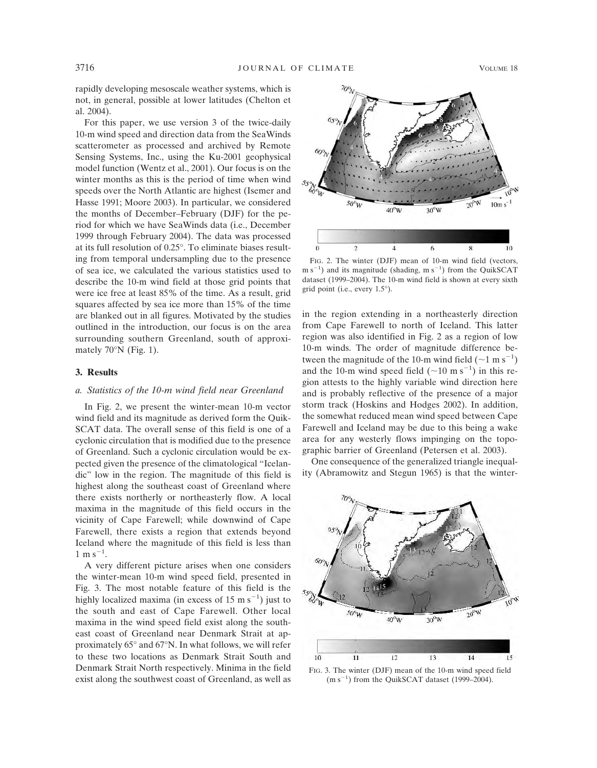rapidly developing mesoscale weather systems, which is not, in general, possible at lower latitudes (Chelton et al. 2004).

For this paper, we use version 3 of the twice-daily 10-m wind speed and direction data from the SeaWinds scatterometer as processed and archived by Remote Sensing Systems, Inc., using the Ku-2001 geophysical model function (Wentz et al., 2001). Our focus is on the winter months as this is the period of time when wind speeds over the North Atlantic are highest (Isemer and Hasse 1991; Moore 2003). In particular, we considered the months of December–February (DJF) for the period for which we have SeaWinds data (i.e., December 1999 through February 2004). The data was processed at its full resolution of 0.25°. To eliminate biases resulting from temporal undersampling due to the presence of sea ice, we calculated the various statistics used to describe the 10-m wind field at those grid points that were ice free at least 85% of the time. As a result, grid squares affected by sea ice more than 15% of the time are blanked out in all figures. Motivated by the studies outlined in the introduction, our focus is on the area surrounding southern Greenland, south of approximately 70°N (Fig. 1).

## 3. Results

### *a. Statistics of the 10-m wind field near Greenland*

In Fig. 2, we present the winter-mean 10-m vector wind field and its magnitude as derived form the QuikSCAT data. The overall sense of this field is one of a cyclonic circulation that is modified due to the presence of Greenland. Such a cyclonic circulation would be expected given the presence of the climatological "Icelandic" low in the region. The magnitude of this field is highest along the southeast coast of Greenland where there exists northerly or northeasterly flow. A local maxima in the magnitude of this field occurs in the vicinity of Cape Farewell; while downwind of Cape Farewell, there exists a region that extends beyond Iceland where the magnitude of this field is less than 1 m s$^{-1}$.

A very different picture arises when one considers the winter-mean 10-m wind speed field, presented in Fig. 3. The most notable feature of this field is the highly localized maxima (in excess of 15 m s$^{-1}$) just to the south and east of Cape Farewell. Other local maxima in the wind speed field exist along the southeast coast of Greenland near Denmark Strait at approximately 65° and 67°N. In what follows, we will refer to these two locations as Denmark Strait South and Denmark Strait North respectively. Minima in the field exist along the southwest coast of Greenland, as well as in the region extending in a northeasterly direction from Cape Farewell to north of Iceland. This latter region was also identified in Fig. 2 as a region of low 10-m winds. The order of magnitude difference between the magnitude of the 10-m wind field (~1 m s$^{-1}$) and the 10-m wind speed field (~10 m s$^{-1}$) in this region attests to the highly variable wind direction here and is probably reflective of the presence of a major storm track (Hoskins and Hodges 2002). In addition, the somewhat reduced mean wind speed between Cape Farewell and Iceland may be due to this being a wake area for any westerly flows impinging on the topographic barrier of Greenland (Petersen et al. 2003).

One consequence of the generalized triangle inequality (Abramowitz and Stegun 1965) is that the winter-

FIG. 2. The winter (DJF) mean of 10-m wind field (vectors, m s$^{-1}$) and its magnitude (shading, m s$^{-1}$) from the QuikSCAT dataset (1999–2004). The 10-m wind field is shown at every sixth grid point (i.e., every 1.5°).

FIG. 3. The winter (DJF) mean of the 10-m wind speed field (m s$^{-1}$) from the QuikSCAT dataset (1999–2004).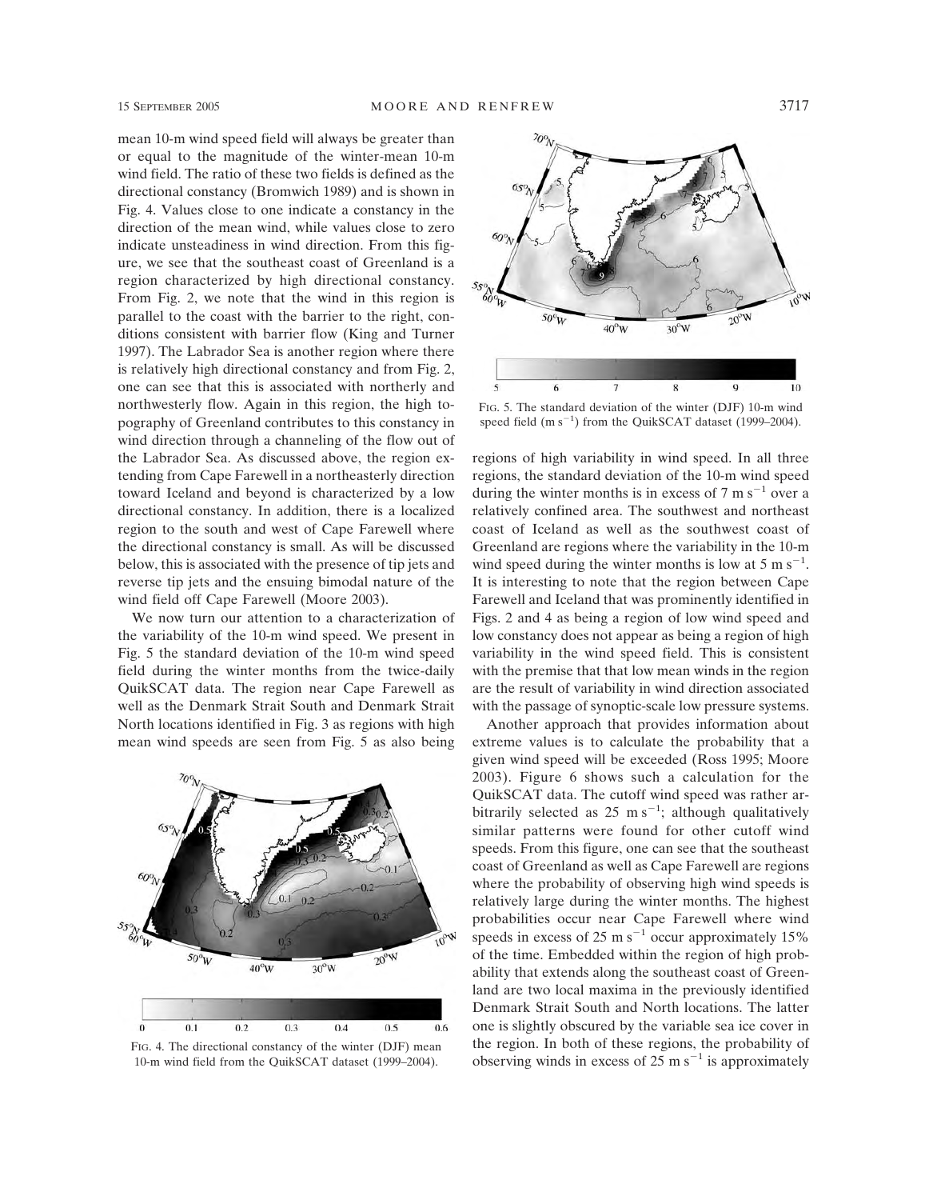mean 10-m wind speed field will always be greater than or equal to the magnitude of the winter-mean 10-m wind field. The ratio of these two fields is defined as the directional constancy (Bromwich 1989) and is shown in Fig. 4. Values close to one indicate a constancy in the direction of the mean wind, while values close to zero indicate unsteadiness in wind direction. From this figure, we see that the southeast coast of Greenland is a region characterized by high directional constancy. From Fig. 2, we note that the wind in this region is parallel to the coast with the barrier to the right, conditions consistent with barrier flow (King and Turner 1997). The Labrador Sea is another region where there is relatively high directional constancy and from Fig. 2, one can see that this is associated with northerly and northwesterly flow. Again in this region, the high topography of Greenland contributes to this constancy in wind direction through a channeling of the flow out of the Labrador Sea. As discussed above, the region extending from Cape Farewell in a northeasterly direction toward Iceland and beyond is characterized by a low directional constancy. In addition, there is a localized region to the south and west of Cape Farewell where the directional constancy is small. As will be discussed below, this is associated with the presence of tip jets and reverse tip jets and the ensuing bimodal nature of the wind field off Cape Farewell (Moore 2003).

We now turn our attention to a characterization of the variability of the 10-m wind speed. We present in Fig. 5 the standard deviation of the 10-m wind speed field during the winter months from the twice-daily QuikSCAT data. The region near Cape Farewell as well as the Denmark Strait South and Denmark Strait North locations identified in Fig. 3 as regions with high mean wind speeds are seen from Fig. 5 as also being regions of high variability in wind speed. In all three regions, the standard deviation of the 10-m wind speed during the winter months is in excess of 7 m s$^{-1}$ over a relatively confined area. The southwest and northeast coast of Iceland as well as the southwest coast of Greenland are regions where the variability in the 10-m wind speed during the winter months is low at 5 m s$^{-1}$. It is interesting to note that the region between Cape Farewell and Iceland that was prominently identified in Figs. 2 and 4 as being a region of low wind speed and low constancy does not appear as being a region of high variability in the wind speed field. This is consistent with the premise that that low mean winds in the region are the result of variability in wind direction associated with the passage of synoptic-scale low pressure systems.

FIG. 4. The directional constancy of the winter (DJF) mean 10-m wind field from the QuikSCAT dataset (1999–2004).

FIG. 5. The standard deviation of the winter (DJF) 10-m wind speed field (m s$^{-1}$) from the QuikSCAT dataset (1999–2004).

Another approach that provides information about extreme values is to calculate the probability that a given wind speed will be exceeded (Ross 1995; Moore 2003). Figure 6 shows such a calculation for the QuikSCAT data. The cutoff wind speed was rather arbitrarily selected as 25 m s$^{-1}$; although qualitatively similar patterns were found for other cutoff wind speeds. From this figure, one can see that the southeast coast of Greenland as well as Cape Farewell are regions where the probability of observing high wind speeds is relatively large during the winter months. The highest probabilities occur near Cape Farewell where wind speeds in excess of 25 m s$^{-1}$ occur approximately 15% of the time. Embedded within the region of high probability that extends along the southeast coast of Greenland are two local maxima in the previously identified Denmark Strait South and North locations. The latter one is slightly obscured by the variable sea ice cover in the region. In both of these regions, the probability of observing winds in excess of 25 m s$^{-1}$ is approximately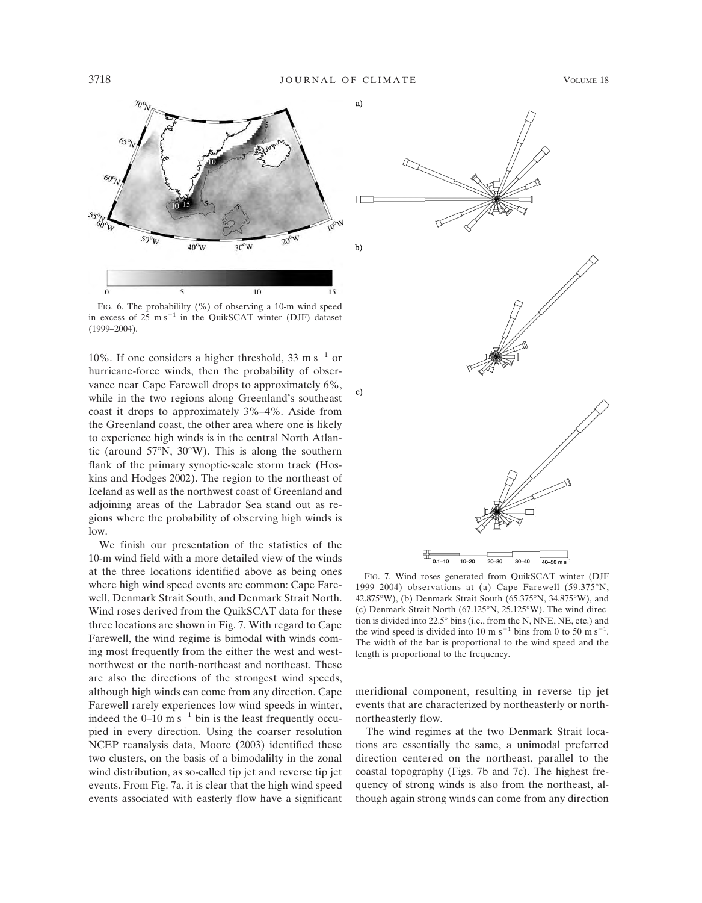FIG. 6. The probabililty (%) of observing a 10-m wind speed in excess of 25 m $s^{-1}$ in the QuikSCAT winter (DJF) dataset (1999–2004).

10%. If one considers a higher threshold, 33 m $s^{-1}$ or hurricane-force winds, then the probability of observance near Cape Farewell drops to approximately 6%, while in the two regions along Greenland's southeast coast it drops to approximately 3%–4%. Aside from the Greenland coast, the other area where one is likely to experience high winds is in the central North Atlantic (around 57°N, 30°W). This is along the southern flank of the primary synoptic-scale storm track (Hoskins and Hodges 2002). The region to the northeast of Iceland as well as the northwest coast of Greenland and adjoining areas of the Labrador Sea stand out as regions where the probability of observing high winds is low.

We finish our presentation of the statistics of the 10-m wind field with a more detailed view of the winds at the three locations identified above as being ones where high wind speed events are common: Cape Farewell, Denmark Strait South, and Denmark Strait North. Wind roses derived from the QuikSCAT data for these three locations are shown in Fig. 7. With regard to Cape Farewell, the wind regime is bimodal with winds coming most frequently from the either the west and west-northwest or the north-northeast and northeast. These are also the directions of the strongest wind speeds, although high winds can come from any direction. Cape Farewell rarely experiences low wind speeds in winter, indeed the 0–10 m $s^{-1}$ bin is the least frequently occupied in every direction. Using the coarser resolution NCEP reanalysis data, Moore (2003) identified these two clusters, on the basis of a bimodalilty in the zonal wind distribution, as so-called tip jet and reverse tip jet events. From Fig. 7a, it is clear that the high wind speed events associated with easterly flow have a significant meridional component, resulting in reverse tip jet events that are characterized by northeasterly or north-northeasterly flow.

The wind regimes at the two Denmark Strait locations are essentially the same, a unimodal preferred direction centered on the northeast, parallel to the coastal topography (Figs. 7b and 7c). The highest frequency of strong winds is also from the northeast, although again strong winds can come from any direction

FIG. 7. Wind roses generated from QuikSCAT winter (DJF 1999–2004) observations at (a) Cape Farewell (59.375°N, 42.875°W), (b) Denmark Strait South (65.375°N, 34.875°W), and (c) Denmark Strait North (67.125°N, 25.125°W). The wind direction is divided into 22.5° bins (i.e., from the N, NNE, NE, etc.) and the wind speed is divided into 10 m $s^{-1}$ bins from 0 to 50 m $s^{-1}$. The width of the bar is proportional to the wind speed and the length is proportional to the frequency.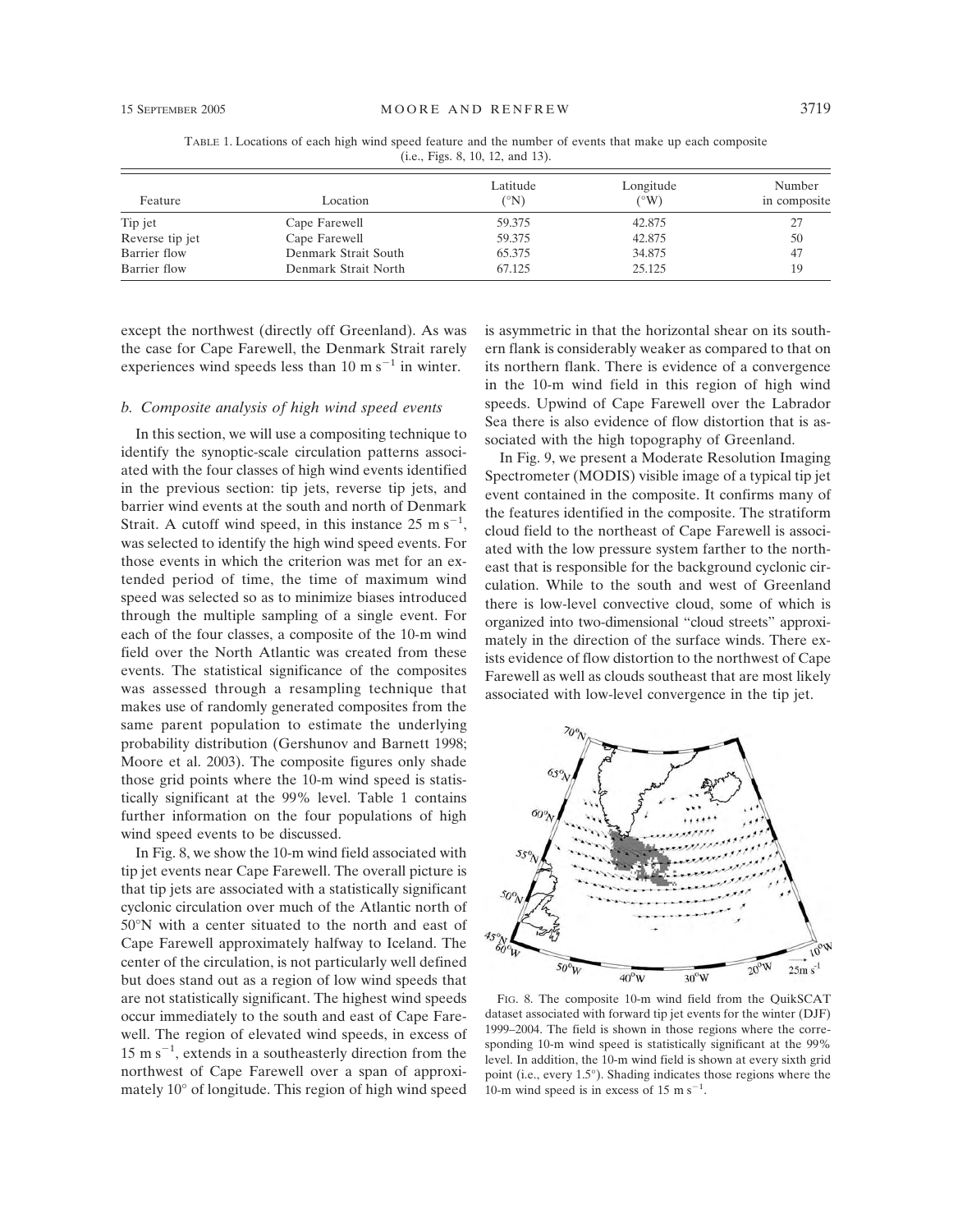TABLE 1. Locations of each high wind speed feature and the number of events that make up each composite (i.e., Figs. 8, 10, 12, and 13).

| Feature | Location | Latitude (°N) | Longitude (°W) | Number in composite |
|---|---|---|---|---|
| Tip jet | Cape Farewell | 59.375 | 42.875 | 27 |
| Reverse tip jet | Cape Farewell | 59.375 | 42.875 | 50 |
| Barrier flow | Denmark Strait South | 65.375 | 34.875 | 47 |
| Barrier flow | Denmark Strait North | 67.125 | 25.125 | 19 |

except the northwest (directly off Greenland). As was the case for Cape Farewell, the Denmark Strait rarely experiences wind speeds less than 10 m s$^{-1}$ in winter.

### *b. Composite analysis of high wind speed events*

In this section, we will use a compositing technique to identify the synoptic-scale circulation patterns associated with the four classes of high wind events identified in the previous section: tip jets, reverse tip jets, and barrier wind events at the south and north of Denmark Strait. A cutoff wind speed, in this instance 25 m s$^{-1}$, was selected to identify the high wind speed events. For those events in which the criterion was met for an extended period of time, the time of maximum wind speed was selected so as to minimize biases introduced through the multiple sampling of a single event. For each of the four classes, a composite of the 10-m wind field over the North Atlantic was created from these events. The statistical significance of the composites was assessed through a resampling technique that makes use of randomly generated composites from the same parent population to estimate the underlying probability distribution (Gershunov and Barnett 1998; Moore et al. 2003). The composite figures only shade those grid points where the 10-m wind speed is statistically significant at the 99% level. Table 1 contains further information on the four populations of high wind speed events to be discussed.

In Fig. 8, we show the 10-m wind field associated with tip jet events near Cape Farewell. The overall picture is that tip jets are associated with a statistically significant cyclonic circulation over much of the Atlantic north of 50°N with a center situated to the north and east of Cape Farewell approximately halfway to Iceland. The center of the circulation, is not particularly well defined but does stand out as a region of low wind speeds that are not statistically significant. The highest wind speeds occur immediately to the south and east of Cape Farewell. The region of elevated wind speeds, in excess of 15 m s$^{-1}$, extends in a southeasterly direction from the northwest of Cape Farewell over a span of approximately 10° of longitude. This region of high wind speed is asymmetric in that the horizontal shear on its southern flank is considerably weaker as compared to that on its northern flank. There is evidence of a convergence in the 10-m wind field in this region of high wind speeds. Upwind of Cape Farewell over the Labrador Sea there is also evidence of flow distortion that is associated with the high topography of Greenland.

In Fig. 9, we present a Moderate Resolution Imaging Spectrometer (MODIS) visible image of a typical tip jet event contained in the composite. It confirms many of the features identified in the composite. The stratiform cloud field to the northeast of Cape Farewell is associated with the low pressure system farther to the northeast that is responsible for the background cyclonic circulation. While to the south and west of Greenland there is low-level convective cloud, some of which is organized into two-dimensional "cloud streets" approximately in the direction of the surface winds. There exists evidence of flow distortion to the northwest of Cape Farewell as well as clouds southeast that are most likely associated with low-level convergence in the tip jet.

FIG. 8. The composite 10-m wind field from the QuikSCAT dataset associated with forward tip jet events for the winter (DJF) 1999–2004. The field is shown in those regions where the corresponding 10-m wind speed is statistically significant at the 99% level. In addition, the 10-m wind field is shown at every sixth grid point (i.e., every 1.5°). Shading indicates those regions where the 10-m wind speed is in excess of 15 m s$^{-1}$.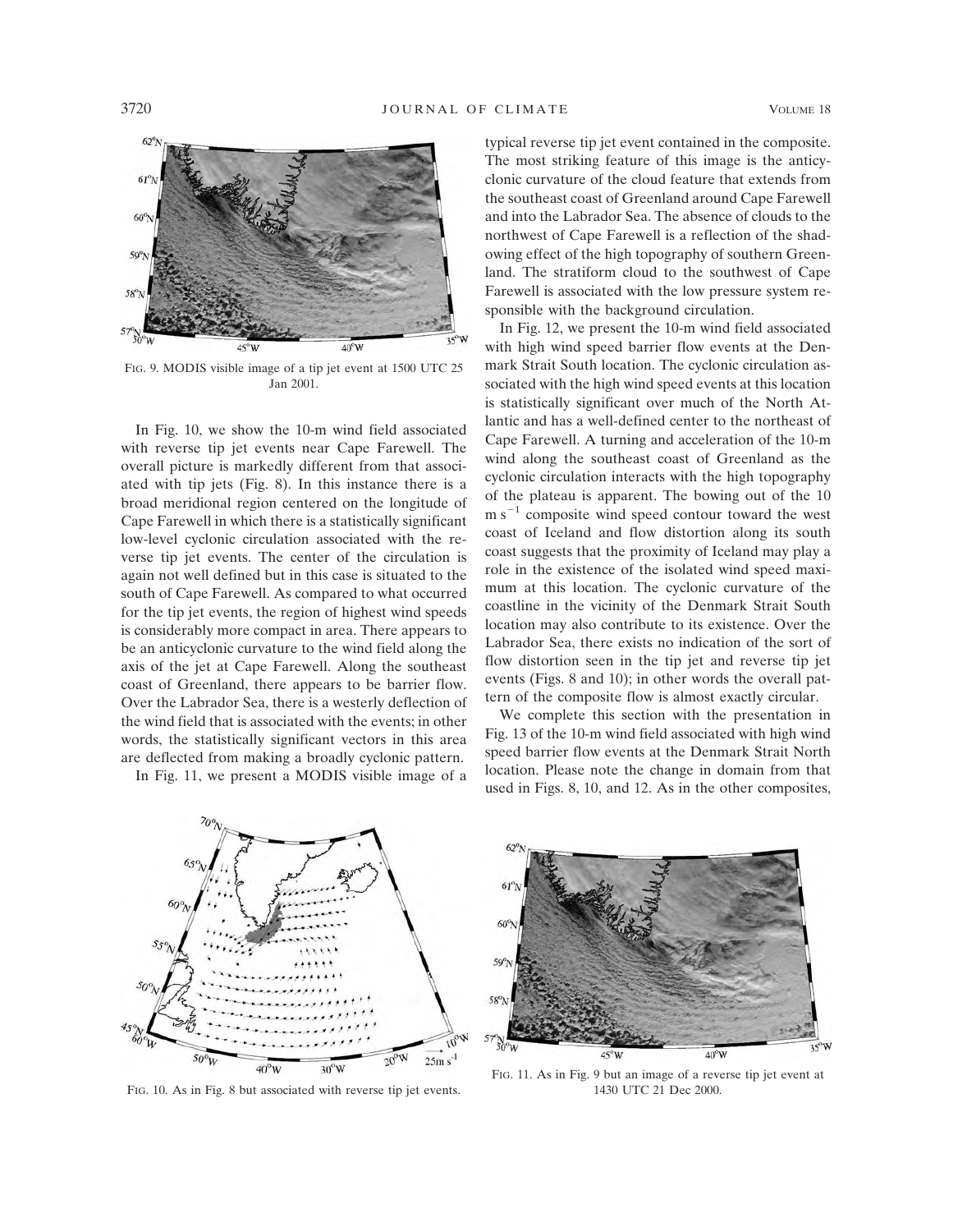FIG. 9. MODIS visible image of a tip jet event at 1500 UTC 25 Jan 2001.

In Fig. 10, we show the 10-m wind field associated with reverse tip jet events near Cape Farewell. The overall picture is markedly different from that associated with tip jets (Fig. 8). In this instance there is a broad meridional region centered on the longitude of Cape Farewell in which there is a statistically significant low-level cyclonic circulation associated with the reverse tip jet events. The center of the circulation is again not well defined but in this case is situated to the south of Cape Farewell. As compared to what occurred for the tip jet events, the region of highest wind speeds is considerably more compact in area. There appears to be an anticyclonic curvature to the wind field along the axis of the jet at Cape Farewell. Along the southeast coast of Greenland, there appears to be barrier flow. Over the Labrador Sea, there is a westerly deflection of the wind field that is associated with the events; in other words, the statistically significant vectors in this area are deflected from making a broadly cyclonic pattern.

In Fig. 11, we present a MODIS visible image of a typical reverse tip jet event contained in the composite. The most striking feature of this image is the anticyclonic curvature of the cloud feature that extends from the southeast coast of Greenland around Cape Farewell and into the Labrador Sea. The absence of clouds to the northwest of Cape Farewell is a reflection of the shadowing effect of the high topography of southern Greenland. The stratiform cloud to the southwest of Cape Farewell is associated with the low pressure system responsible with the background circulation.

In Fig. 12, we present the 10-m wind field associated with high wind speed barrier flow events at the Denmark Strait South location. The cyclonic circulation associated with the high wind speed events at this location is statistically significant over much of the North Atlantic and has a well-defined center to the northeast of Cape Farewell. A turning and acceleration of the 10-m wind along the southeast coast of Greenland as the cyclonic circulation interacts with the high topography of the plateau is apparent. The bowing out of the 10 m $s^{-1}$ composite wind speed contour toward the west coast of Iceland and flow distortion along its south coast suggests that the proximity of Iceland may play a role in the existence of the isolated wind speed maximum at this location. The cyclonic curvature of the coastline in the vicinity of the Denmark Strait South location may also contribute to its existence. Over the Labrador Sea, there exists no indication of the sort of flow distortion seen in the tip jet and reverse tip jet events (Figs. 8 and 10); in other words the overall pattern of the composite flow is almost exactly circular.

We complete this section with the presentation in Fig. 13 of the 10-m wind field associated with high wind speed barrier flow events at the Denmark Strait North location. Please note the change in domain from that used in Figs. 8, 10, and 12. As in the other composites,

FIG. 10. As in Fig. 8 but associated with reverse tip jet events.

FIG. 11. As in Fig. 9 but an image of a reverse tip jet event at 1430 UTC 21 Dec 2000.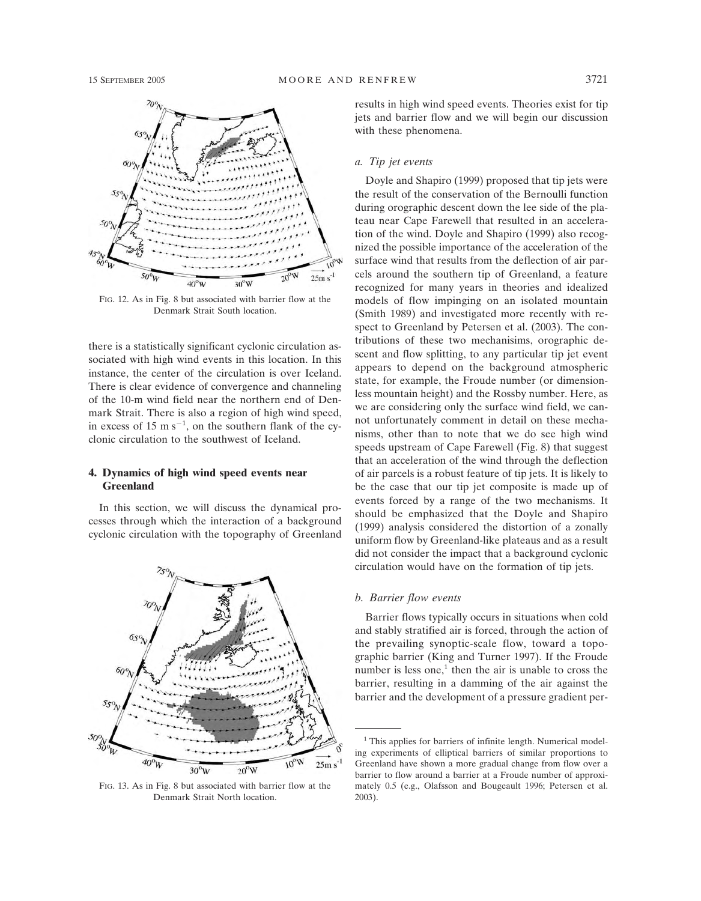FIG. 12. As in Fig. 8 but associated with barrier flow at the Denmark Strait South location.

there is a statistically significant cyclonic circulation associated with high wind events in this location. In this instance, the center of the circulation is over Iceland. There is clear evidence of convergence and channeling of the 10-m wind field near the northern end of Denmark Strait. There is also a region of high wind speed, in excess of 15 m s$^{-1}$, on the southern flank of the cyclonic circulation to the southwest of Iceland.

## 4. Dynamics of high wind speed events near Greenland

In this section, we will discuss the dynamical processes through which the interaction of a background cyclonic circulation with the topography of Greenland results in high wind speed events. Theories exist for tip jets and barrier flow and we will begin our discussion with these phenomena.

FIG. 13. As in Fig. 8 but associated with barrier flow at the Denmark Strait North location.

### *a. Tip jet events*

Doyle and Shapiro (1999) proposed that tip jets were the result of the conservation of the Bernoulli function during orographic descent down the lee side of the plateau near Cape Farewell that resulted in an acceleration of the wind. Doyle and Shapiro (1999) also recognized the possible importance of the acceleration of the surface wind that results from the deflection of air parcels around the southern tip of Greenland, a feature recognized for many years in theories and idealized models of flow impinging on an isolated mountain (Smith 1989) and investigated more recently with respect to Greenland by Petersen et al. (2003). The contributions of these two mechanisims, orographic descent and flow splitting, to any particular tip jet event appears to depend on the background atmospheric state, for example, the Froude number (or dimensionless mountain height) and the Rossby number. Here, as we are considering only the surface wind field, we cannot unfortunately comment in detail on these mechanisms, other than to note that we do see high wind speeds upstream of Cape Farewell (Fig. 8) that suggest that an acceleration of the wind through the deflection of air parcels is a robust feature of tip jets. It is likely to be the case that our tip jet composite is made up of events forced by a range of the two mechanisms. It should be emphasized that the Doyle and Shapiro (1999) analysis considered the distortion of a zonally uniform flow by Greenland-like plateaus and as a result did not consider the impact that a background cyclonic circulation would have on the formation of tip jets.

### *b. Barrier flow events*

Barrier flows typically occurs in situations when cold and stably stratified air is forced, through the action of the prevailing synoptic-scale flow, toward a topographic barrier (King and Turner 1997). If the Froude number is less one,[1] then the air is unable to cross the barrier, resulting in a damming of the air against the barrier and the development of a pressure gradient per-

[1] This applies for barriers of infinite length. Numerical modeling experiments of elliptical barriers of similar proportions to Greenland have shown a more gradual change from flow over a barrier to flow around a barrier at a Froude number of approximately 0.5 (e.g., Olafsson and Bougeault 1996; Petersen et al. 2003).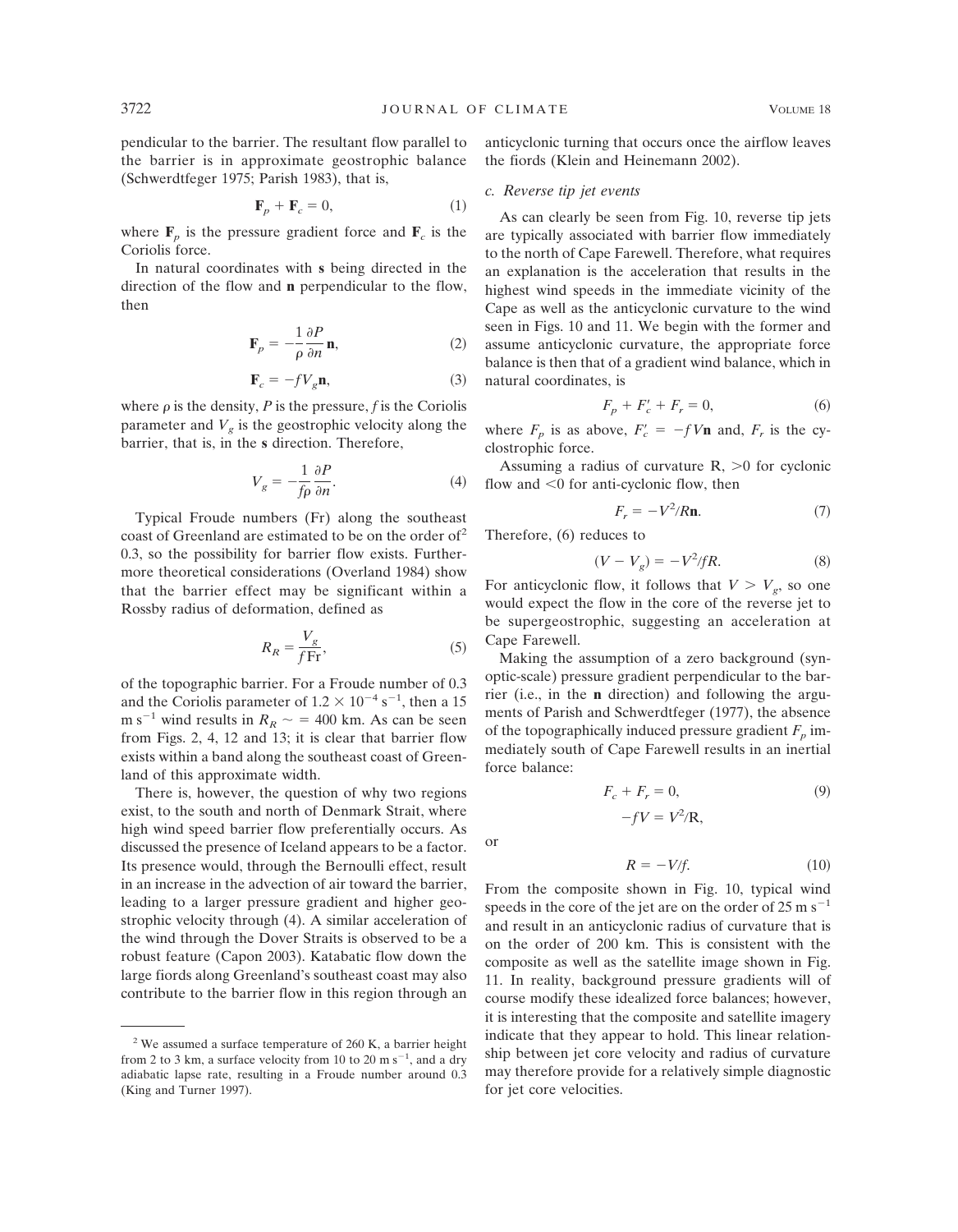pendicular to the barrier. The resultant flow parallel to the barrier is in approximate geostrophic balance (Schwerdtfeger 1975; Parish 1983), that is,

$$\mathbf{F}_p + \mathbf{F}_c = 0, \tag{1}$$

where $\mathbf{F}_p$ is the pressure gradient force and $\mathbf{F}_c$ is the Coriolis force.

In natural coordinates with **s** being directed in the direction of the flow and **n** perpendicular to the flow, then

$$\mathbf{F}_p = -\frac{1}{\rho}\frac{\partial P}{\partial n}\mathbf{n}, \tag{2}$$

$$\mathbf{F}_c = -fV_g\mathbf{n}, \tag{3}$$

where $\rho$ is the density, $P$ is the pressure, $f$ is the Coriolis parameter and $V_g$ is the geostrophic velocity along the barrier, that is, in the **s** direction. Therefore,

$$V_g = -\frac{1}{f\rho}\frac{\partial P}{\partial n}. \tag{4}$$

Typical Froude numbers (Fr) along the southeast coast of Greenland are estimated to be on the order of[2] 0.3, so the possibility for barrier flow exists. Furthermore theoretical considerations (Overland 1984) show that the barrier effect may be significant within a Rossby radius of deformation, defined as

$$R_R = \frac{V_g}{f\,\mathrm{Fr}}, \tag{5}$$

of the topographic barrier. For a Froude number of 0.3 and the Coriolis parameter of $1.2 \times 10^{-4}\ \mathrm{s}^{-1}$, then a 15 $\mathrm{m\ s}^{-1}$ wind results in $R_R \sim = 400$ km. As can be seen from Figs. 2, 4, 12 and 13; it is clear that barrier flow exists within a band along the southeast coast of Greenland of this approximate width.

There is, however, the question of why two regions exist, to the south and north of Denmark Strait, where high wind speed barrier flow preferentially occurs. As discussed the presence of Iceland appears to be a factor. Its presence would, through the Bernoulli effect, result in an increase in the advection of air toward the barrier, leading to a larger pressure gradient and higher geostrophic velocity through (4). A similar acceleration of the wind through the Dover Straits is observed to be a robust feature (Capon 2003). Katabatic flow down the large fiords along Greenland's southeast coast may also contribute to the barrier flow in this region through an anticyclonic turning that occurs once the airflow leaves the fiords (Klein and Heinemann 2002).

### *c. Reverse tip jet events*

As can clearly be seen from Fig. 10, reverse tip jets are typically associated with barrier flow immediately to the north of Cape Farewell. Therefore, what requires an explanation is the acceleration that results in the highest wind speeds in the immediate vicinity of the Cape as well as the anticyclonic curvature to the wind seen in Figs. 10 and 11. We begin with the former and assume anticyclonic curvature, the appropriate force balance is then that of a gradient wind balance, which in natural coordinates, is

$$F_p + F_c' + F_r = 0, \tag{6}$$

where $F_p$ is as above, $F_c' = -fV\mathbf{n}$ and, $F_r$ is the cyclostrophic force.

Assuming a radius of curvature R, >0 for cyclonic flow and <0 for anti-cyclonic flow, then

$$F_r = -V^2/R\mathbf{n}. \tag{7}$$

Therefore, (6) reduces to

$$(V - V_g) = -V^2/fR. \tag{8}$$

For anticyclonic flow, it follows that $V > V_g$, so one would expect the flow in the core of the reverse jet to be supergeostrophic, suggesting an acceleration at Cape Farewell.

Making the assumption of a zero background (synoptic-scale) pressure gradient perpendicular to the barrier (i.e., in the **n** direction) and following the arguments of Parish and Schwerdtfeger (1977), the absence of the topographically induced pressure gradient $F_p$ immediately south of Cape Farewell results in an inertial force balance:

$$F_c + F_r = 0, \tag{9}$$

$$-fV = V^2/R,$$

or

$$R = -V/f. \tag{10}$$

From the composite shown in Fig. 10, typical wind speeds in the core of the jet are on the order of 25 $\mathrm{m\ s}^{-1}$ and result in an anticyclonic radius of curvature that is on the order of 200 km. This is consistent with the composite as well as the satellite image shown in Fig. 11. In reality, background pressure gradients will of course modify these idealized force balances; however, it is interesting that the composite and satellite imagery indicate that they appear to hold. This linear relationship between jet core velocity and radius of curvature may therefore provide for a relatively simple diagnostic for jet core velocities.

---

[2] We assumed a surface temperature of 260 K, a barrier height from 2 to 3 km, a surface velocity from 10 to 20 $\mathrm{m\ s}^{-1}$, and a dry adiabatic lapse rate, resulting in a Froude number around 0.3 (King and Turner 1997).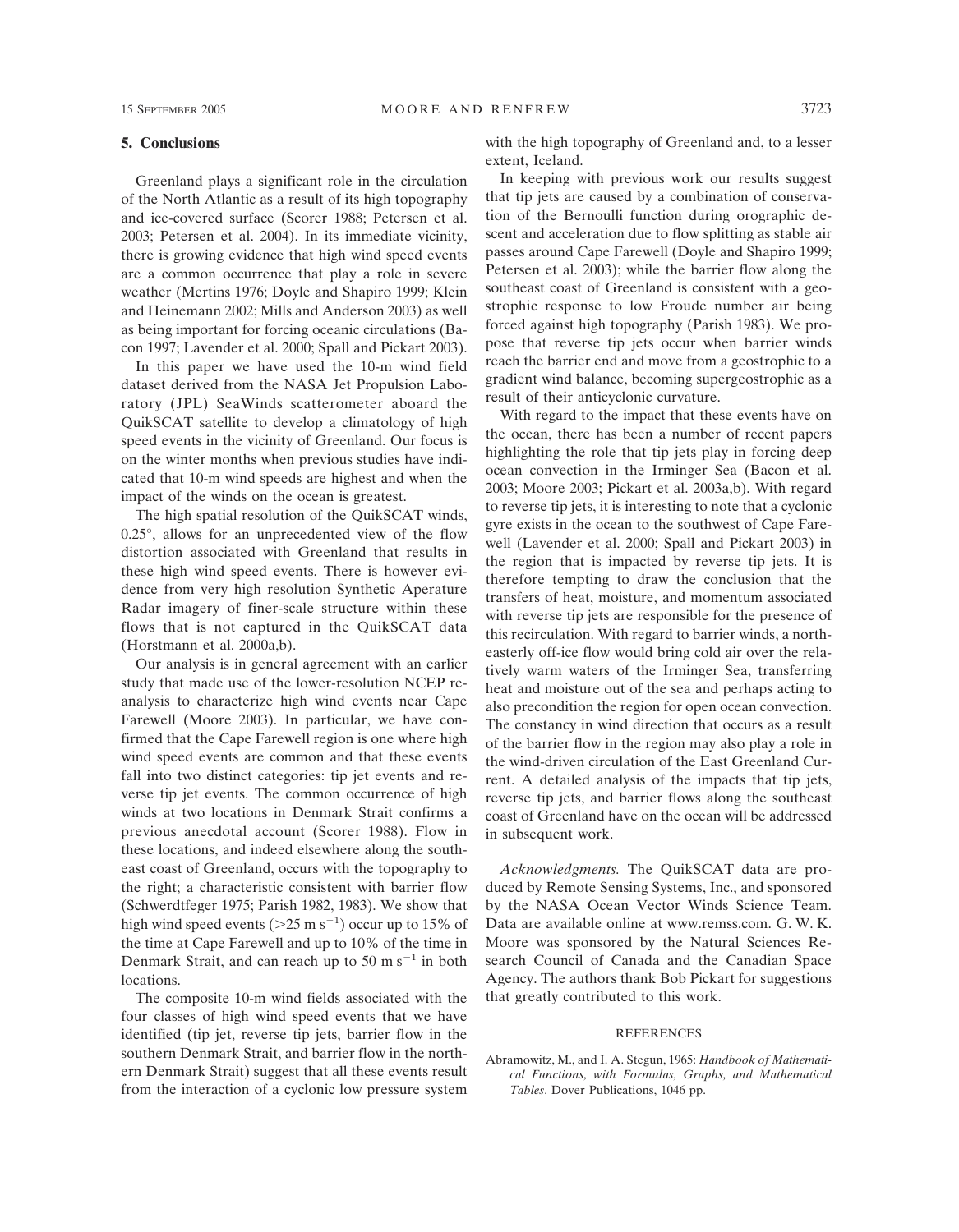## 5. Conclusions

Greenland plays a significant role in the circulation of the North Atlantic as a result of its high topography and ice-covered surface (Scorer 1988; Petersen et al. 2003; Petersen et al. 2004). In its immediate vicinity, there is growing evidence that high wind speed events are a common occurrence that play a role in severe weather (Mertins 1976; Doyle and Shapiro 1999; Klein and Heinemann 2002; Mills and Anderson 2003) as well as being important for forcing oceanic circulations (Bacon 1997; Lavender et al. 2000; Spall and Pickart 2003).

In this paper we have used the 10-m wind field dataset derived from the NASA Jet Propulsion Laboratory (JPL) SeaWinds scatterometer aboard the QuikSCAT satellite to develop a climatology of high speed events in the vicinity of Greenland. Our focus is on the winter months when previous studies have indicated that 10-m wind speeds are highest and when the impact of the winds on the ocean is greatest.

The high spatial resolution of the QuikSCAT winds, 0.25°, allows for an unprecedented view of the flow distortion associated with Greenland that results in these high wind speed events. There is however evidence from very high resolution Synthetic Aperature Radar imagery of finer-scale structure within these flows that is not captured in the QuikSCAT data (Horstmann et al. 2000a,b).

Our analysis is in general agreement with an earlier study that made use of the lower-resolution NCEP reanalysis to characterize high wind events near Cape Farewell (Moore 2003). In particular, we have confirmed that the Cape Farewell region is one where high wind speed events are common and that these events fall into two distinct categories: tip jet events and reverse tip jet events. The common occurrence of high winds at two locations in Denmark Strait confirms a previous anecdotal account (Scorer 1988). Flow in these locations, and indeed elsewhere along the southeast coast of Greenland, occurs with the topography to the right; a characteristic consistent with barrier flow (Schwerdtfeger 1975; Parish 1982, 1983). We show that high wind speed events ($>25$ m s$^{-1}$) occur up to 15% of the time at Cape Farewell and up to 10% of the time in Denmark Strait, and can reach up to 50 m s$^{-1}$ in both locations.

The composite 10-m wind fields associated with the four classes of high wind speed events that we have identified (tip jet, reverse tip jets, barrier flow in the southern Denmark Strait, and barrier flow in the northern Denmark Strait) suggest that all these events result from the interaction of a cyclonic low pressure system with the high topography of Greenland and, to a lesser extent, Iceland.

In keeping with previous work our results suggest that tip jets are caused by a combination of conservation of the Bernoulli function during orographic descent and acceleration due to flow splitting as stable air passes around Cape Farewell (Doyle and Shapiro 1999; Petersen et al. 2003); while the barrier flow along the southeast coast of Greenland is consistent with a geostrophic response to low Froude number air being forced against high topography (Parish 1983). We propose that reverse tip jets occur when barrier winds reach the barrier end and move from a geostrophic to a gradient wind balance, becoming supergeostrophic as a result of their anticyclonic curvature.

With regard to the impact that these events have on the ocean, there has been a number of recent papers highlighting the role that tip jets play in forcing deep ocean convection in the Irminger Sea (Bacon et al. 2003; Moore 2003; Pickart et al. 2003a,b). With regard to reverse tip jets, it is interesting to note that a cyclonic gyre exists in the ocean to the southwest of Cape Farewell (Lavender et al. 2000; Spall and Pickart 2003) in the region that is impacted by reverse tip jets. It is therefore tempting to draw the conclusion that the transfers of heat, moisture, and momentum associated with reverse tip jets are responsible for the presence of this recirculation. With regard to barrier winds, a northeasterly off-ice flow would bring cold air over the relatively warm waters of the Irminger Sea, transferring heat and moisture out of the sea and perhaps acting to also precondition the region for open ocean convection. The constancy in wind direction that occurs as a result of the barrier flow in the region may also play a role in the wind-driven circulation of the East Greenland Current. A detailed analysis of the impacts that tip jets, reverse tip jets, and barrier flows along the southeast coast of Greenland have on the ocean will be addressed in subsequent work.

*Acknowledgments.* The QuikSCAT data are produced by Remote Sensing Systems, Inc., and sponsored by the NASA Ocean Vector Winds Science Team. Data are available online at www.remss.com. G. W. K. Moore was sponsored by the Natural Sciences Research Council of Canada and the Canadian Space Agency. The authors thank Bob Pickart for suggestions that greatly contributed to this work.

## REFERENCES

Abramowitz, M., and I. A. Stegun, 1965: *Handbook of Mathematical Functions, with Formulas, Graphs, and Mathematical Tables*. Dover Publications, 1046 pp.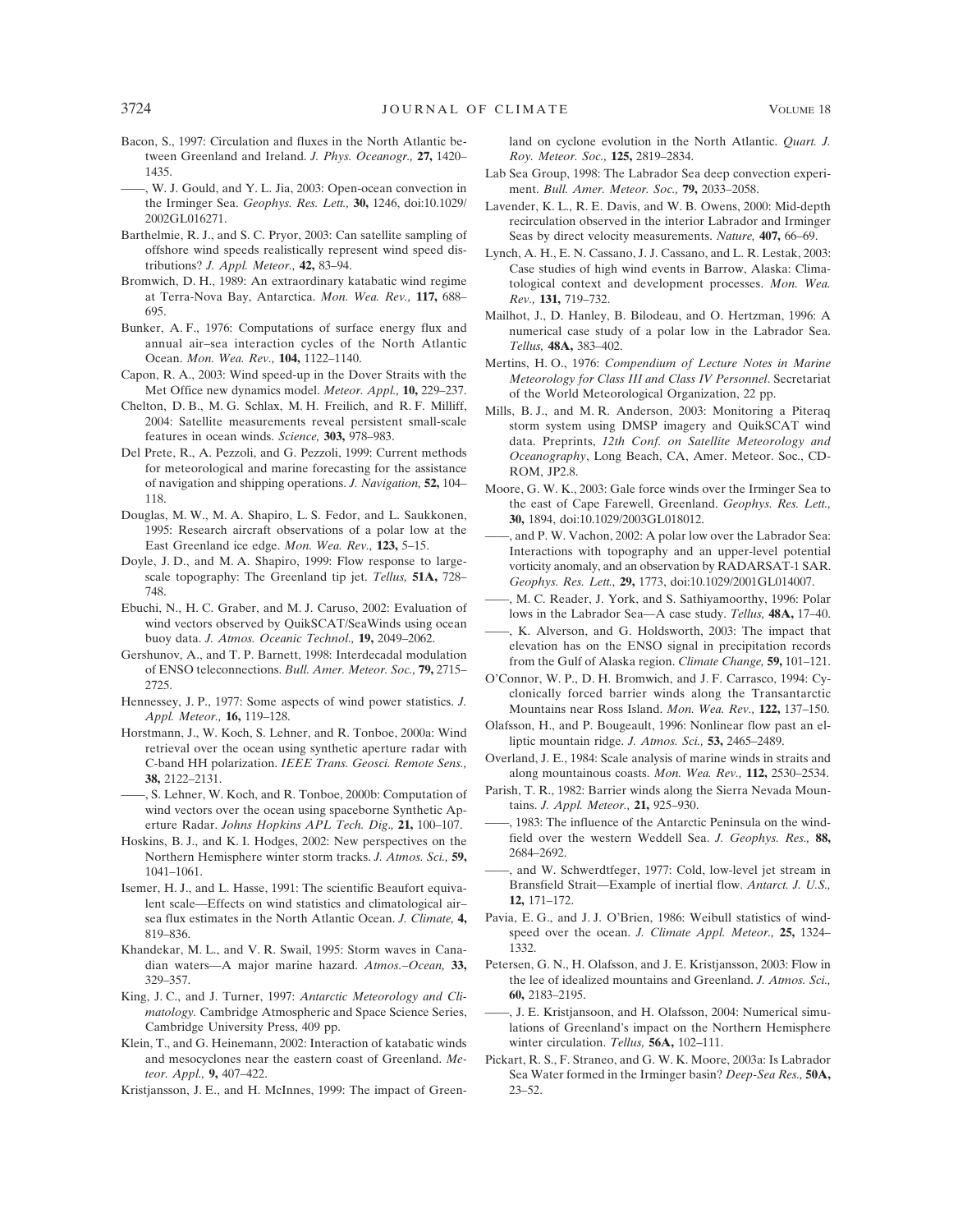Bacon, S., 1997: Circulation and fluxes in the North Atlantic between Greenland and Ireland. *J. Phys. Oceanogr.,* **27,** 1420–1435.

——, W. J. Gould, and Y. L. Jia, 2003: Open-ocean convection in the Irminger Sea. *Geophys. Res. Lett.,* **30,** 1246, doi:10.1029/2002GL016271.

Barthelmie, R. J., and S. C. Pryor, 2003: Can satellite sampling of offshore wind speeds realistically represent wind speed distributions? *J. Appl. Meteor.,* **42,** 83–94.

Bromwich, D. H., 1989: An extraordinary katabatic wind regime at Terra-Nova Bay, Antarctica. *Mon. Wea. Rev.,* **117,** 688–695.

Bunker, A. F., 1976: Computations of surface energy flux and annual air–sea interaction cycles of the North Atlantic Ocean. *Mon. Wea. Rev.,* **104,** 1122–1140.

Capon, R. A., 2003: Wind speed-up in the Dover Straits with the Met Office new dynamics model. *Meteor. Appl.,* **10,** 229–237.

Chelton, D. B., M. G. Schlax, M. H. Freilich, and R. F. Milliff, 2004: Satellite measurements reveal persistent small-scale features in ocean winds. *Science,* **303,** 978–983.

Del Prete, R., A. Pezzoli, and G. Pezzoli, 1999: Current methods for meteorological and marine forecasting for the assistance of navigation and shipping operations. *J. Navigation,* **52,** 104–118.

Douglas, M. W., M. A. Shapiro, L. S. Fedor, and L. Saukkonen, 1995: Research aircraft observations of a polar low at the East Greenland ice edge. *Mon. Wea. Rev.,* **123,** 5–15.

Doyle, J. D., and M. A. Shapiro, 1999: Flow response to large-scale topography: The Greenland tip jet. *Tellus,* **51A,** 728–748.

Ebuchi, N., H. C. Graber, and M. J. Caruso, 2002: Evaluation of wind vectors observed by QuikSCAT/SeaWinds using ocean buoy data. *J. Atmos. Oceanic Technol.,* **19,** 2049–2062.

Gershunov, A., and T. P. Barnett, 1998: Interdecadal modulation of ENSO teleconnections. *Bull. Amer. Meteor. Soc.,* **79,** 2715–2725.

Hennessey, J. P., 1977: Some aspects of wind power statistics. *J. Appl. Meteor.,* **16,** 119–128.

Horstmann, J., W. Koch, S. Lehner, and R. Tonboe, 2000a: Wind retrieval over the ocean using synthetic aperture radar with C-band HH polarization. *IEEE Trans. Geosci. Remote Sens.,* **38,** 2122–2131.

——, S. Lehner, W. Koch, and R. Tonboe, 2000b: Computation of wind vectors over the ocean using spaceborne Synthetic Aperture Radar. *Johns Hopkins APL Tech. Dig.,* **21,** 100–107.

Hoskins, B. J., and K. I. Hodges, 2002: New perspectives on the Northern Hemisphere winter storm tracks. *J. Atmos. Sci.,* **59,** 1041–1061.

Isemer, H. J., and L. Hasse, 1991: The scientific Beaufort equivalent scale—Effects on wind statistics and climatological air–sea flux estimates in the North Atlantic Ocean. *J. Climate,* **4,** 819–836.

Khandekar, M. L., and V. R. Swail, 1995: Storm waves in Canadian waters—A major marine hazard. *Atmos.–Ocean,* **33,** 329–357.

King, J. C., and J. Turner, 1997: *Antarctic Meteorology and Climatology.* Cambridge Atmospheric and Space Science Series, Cambridge University Press, 409 pp.

Klein, T., and G. Heinemann, 2002: Interaction of katabatic winds and mesocyclones near the eastern coast of Greenland. *Meteor. Appl.,* **9,** 407–422.

Kristjansson, J. E., and H. McInnes, 1999: The impact of Greenland on cyclone evolution in the North Atlantic. *Quart. J. Roy. Meteor. Soc.,* **125,** 2819–2834.

Lab Sea Group, 1998: The Labrador Sea deep convection experiment. *Bull. Amer. Meteor. Soc.,* **79,** 2033–2058.

Lavender, K. L., R. E. Davis, and W. B. Owens, 2000: Mid-depth recirculation observed in the interior Labrador and Irminger Seas by direct velocity measurements. *Nature,* **407,** 66–69.

Lynch, A. H., E. N. Cassano, J. J. Cassano, and L. R. Lestak, 2003: Case studies of high wind events in Barrow, Alaska: Climatological context and development processes. *Mon. Wea. Rev.,* **131,** 719–732.

Mailhot, J., D. Hanley, B. Bilodeau, and O. Hertzman, 1996: A numerical case study of a polar low in the Labrador Sea. *Tellus,* **48A,** 383–402.

Mertins, H. O., 1976: *Compendium of Lecture Notes in Marine Meteorology for Class III and Class IV Personnel*. Secretariat of the World Meteorological Organization, 22 pp.

Mills, B. J., and M. R. Anderson, 2003: Monitoring a Piteraq storm system using DMSP imagery and QuikSCAT wind data. Preprints, *12th Conf. on Satellite Meteorology and Oceanography*, Long Beach, CA, Amer. Meteor. Soc., CD-ROM, JP2.8.

Moore, G. W. K., 2003: Gale force winds over the Irminger Sea to the east of Cape Farewell, Greenland. *Geophys. Res. Lett.,* **30,** 1894, doi:10.1029/2003GL018012.

——, and P. W. Vachon, 2002: A polar low over the Labrador Sea: Interactions with topography and an upper-level potential vorticity anomaly, and an observation by RADARSAT-1 SAR. *Geophys. Res. Lett.,* **29,** 1773, doi:10.1029/2001GL014007.

——, M. C. Reader, J. York, and S. Sathiyamoorthy, 1996: Polar lows in the Labrador Sea—A case study. *Tellus,* **48A,** 17–40.

——, K. Alverson, and G. Holdsworth, 2003: The impact that elevation has on the ENSO signal in precipitation records from the Gulf of Alaska region. *Climate Change,* **59,** 101–121.

O'Connor, W. P., D. H. Bromwich, and J. F. Carrasco, 1994: Cyclonically forced barrier winds along the Transantarctic Mountains near Ross Island. *Mon. Wea. Rev.,* **122,** 137–150.

Olafsson, H., and P. Bougeault, 1996: Nonlinear flow past an elliptic mountain ridge. *J. Atmos. Sci.,* **53,** 2465–2489.

Overland, J. E., 1984: Scale analysis of marine winds in straits and along mountainous coasts. *Mon. Wea. Rev.,* **112,** 2530–2534.

Parish, T. R., 1982: Barrier winds along the Sierra Nevada Mountains. *J. Appl. Meteor.,* **21,** 925–930.

——, 1983: The influence of the Antarctic Peninsula on the windfield over the western Weddell Sea. *J. Geophys. Res.,* **88,** 2684–2692.

——, and W. Schwerdtfeger, 1977: Cold, low-level jet stream in Bransfield Strait—Example of inertial flow. *Antarct. J. U.S.,* **12,** 171–172.

Pavia, E. G., and J. J. O'Brien, 1986: Weibull statistics of wind-speed over the ocean. *J. Climate Appl. Meteor.,* **25,** 1324–1332.

Petersen, G. N., H. Olafsson, and J. E. Kristjansson, 2003: Flow in the lee of idealized mountains and Greenland. *J. Atmos. Sci.,* **60,** 2183–2195.

——, J. E. Kristjansoon, and H. Olafsson, 2004: Numerical simulations of Greenland's impact on the Northern Hemisphere winter circulation. *Tellus,* **56A,** 102–111.

Pickart, R. S., F. Straneo, and G. W. K. Moore, 2003a: Is Labrador Sea Water formed in the Irminger basin? *Deep-Sea Res.,* **50A,** 23–52.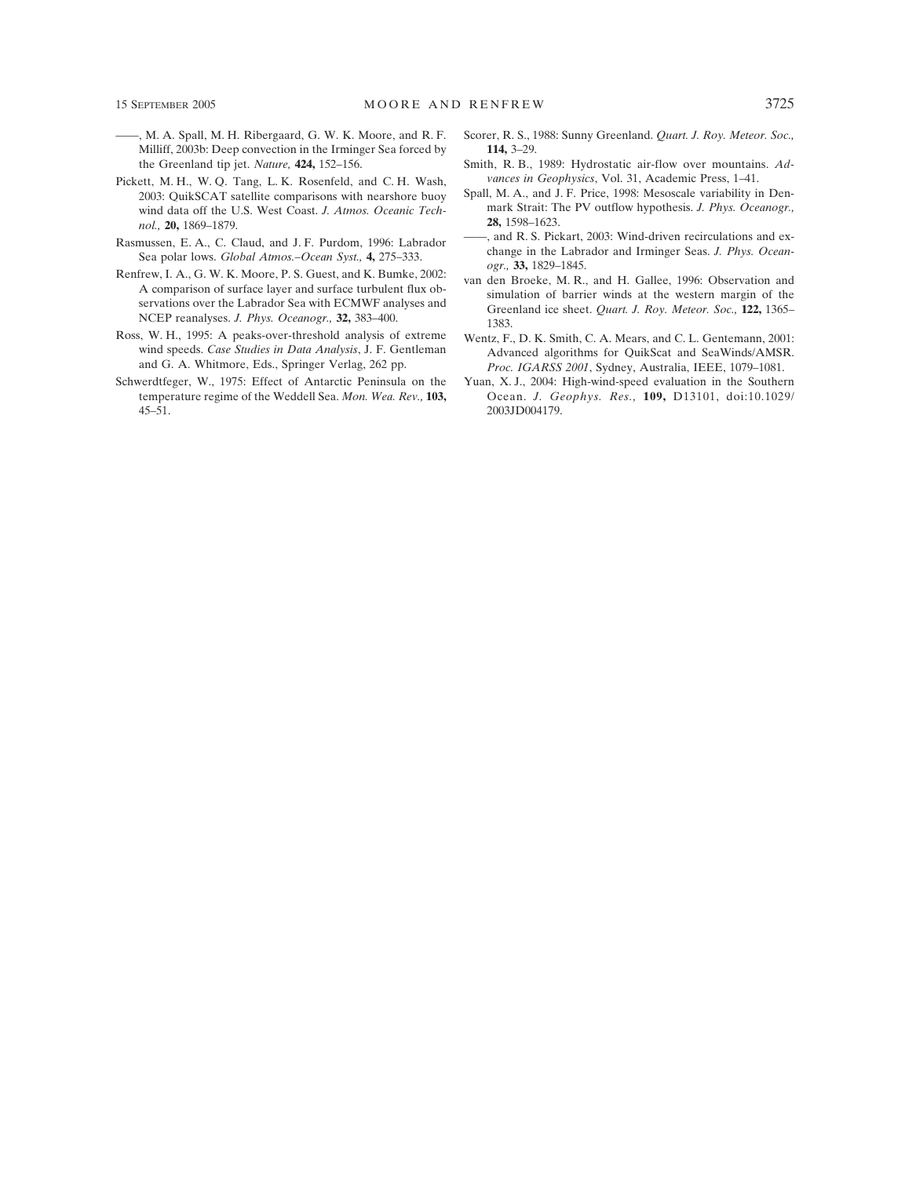——, M. A. Spall, M. H. Ribergaard, G. W. K. Moore, and R. F. Milliff, 2003b: Deep convection in the Irminger Sea forced by the Greenland tip jet. *Nature,* **424,** 152–156.

Pickett, M. H., W. Q. Tang, L. K. Rosenfeld, and C. H. Wash, 2003: QuikSCAT satellite comparisons with nearshore buoy wind data off the U.S. West Coast. *J. Atmos. Oceanic Technol.,* **20,** 1869–1879.

Rasmussen, E. A., C. Claud, and J. F. Purdom, 1996: Labrador Sea polar lows. *Global Atmos.–Ocean Syst.,* **4,** 275–333.

Renfrew, I. A., G. W. K. Moore, P. S. Guest, and K. Bumke, 2002: A comparison of surface layer and surface turbulent flux observations over the Labrador Sea with ECMWF analyses and NCEP reanalyses. *J. Phys. Oceanogr.,* **32,** 383–400.

Ross, W. H., 1995: A peaks-over-threshold analysis of extreme wind speeds. *Case Studies in Data Analysis*, J. F. Gentleman and G. A. Whitmore, Eds., Springer Verlag, 262 pp.

Schwerdtfeger, W., 1975: Effect of Antarctic Peninsula on the temperature regime of the Weddell Sea. *Mon. Wea. Rev.,* **103,** 45–51.

Scorer, R. S., 1988: Sunny Greenland. *Quart. J. Roy. Meteor. Soc.,* **114,** 3–29.

Smith, R. B., 1989: Hydrostatic air-flow over mountains. *Advances in Geophysics*, Vol. 31, Academic Press, 1–41.

Spall, M. A., and J. F. Price, 1998: Mesoscale variability in Denmark Strait: The PV outflow hypothesis. *J. Phys. Oceanogr.,* **28,** 1598–1623.

——, and R. S. Pickart, 2003: Wind-driven recirculations and exchange in the Labrador and Irminger Seas. *J. Phys. Oceanogr.,* **33,** 1829–1845.

van den Broeke, M. R., and H. Gallee, 1996: Observation and simulation of barrier winds at the western margin of the Greenland ice sheet. *Quart. J. Roy. Meteor. Soc.,* **122,** 1365–1383.

Wentz, F., D. K. Smith, C. A. Mears, and C. L. Gentemann, 2001: Advanced algorithms for QuikScat and SeaWinds/AMSR. *Proc. IGARSS 2001*, Sydney, Australia, IEEE, 1079–1081.

Yuan, X. J., 2004: High-wind-speed evaluation in the Southern Ocean. *J. Geophys. Res.,* **109,** D13101, doi:10.1029/2003JD004179.